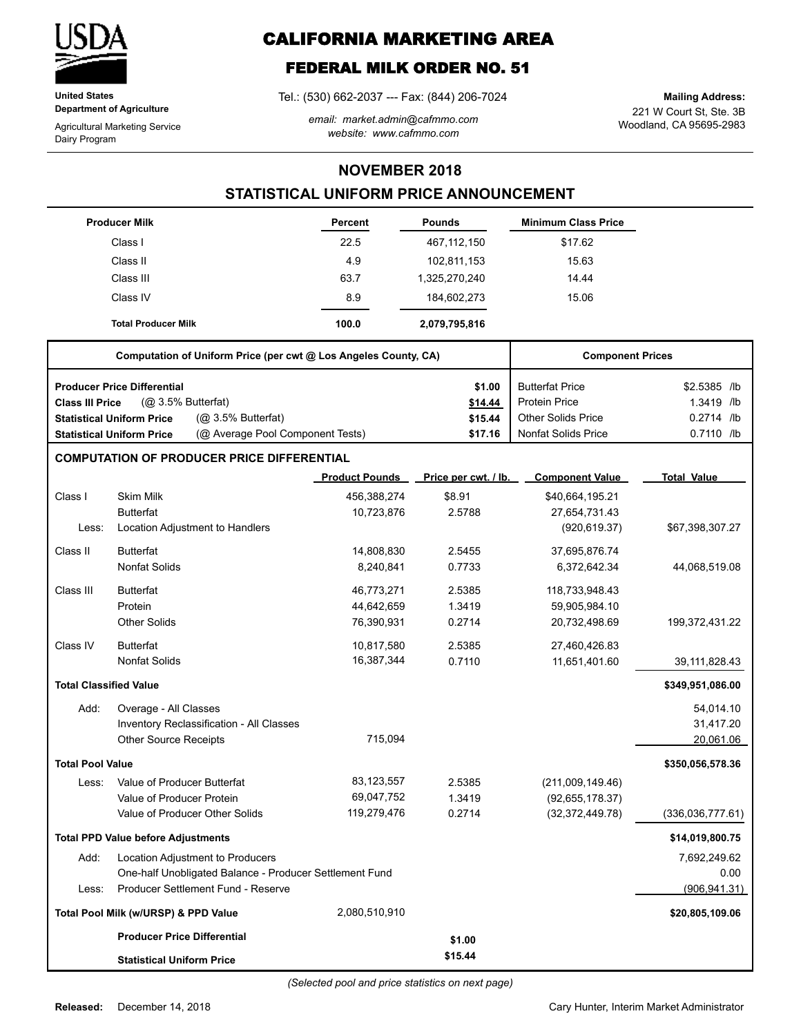United States Department of Agriculture

Agricultural Marketing Service
Dairy Program

# CALIFORNIA MARKETING AREA

## FEDERAL MILK ORDER NO. 51

Tel.: (530) 662-2037 --- Fax: (844) 206-7024

*email: market.admin@cafmmo.com*
*website: www.cafmmo.com*

**Mailing Address:**
221 W Court St, Ste. 3B
Woodland, CA 95695-2983

## NOVEMBER 2018

## STATISTICAL UNIFORM PRICE ANNOUNCEMENT

| Producer Milk | Percent | Pounds | Minimum Class Price |
|---|---|---|---|
| Class I | 22.5 | 467,112,150 | $17.62 |
| Class II | 4.9 | 102,811,153 | 15.63 |
| Class III | 63.7 | 1,325,270,240 | 14.44 |
| Class IV | 8.9 | 184,602,273 | 15.06 |
| **Total Producer Milk** | **100.0** | **2,079,795,816** | |

| Computation of Uniform Price (per cwt @ Los Angeles County, CA) | | Component Prices | |
|---|---|---|---|
| **Producer Price Differential** | **$1.00** | Butterfat Price | $2.5385 /lb |
| **Class III Price** (@ 3.5% Butterfat) | **$14.44** | Protein Price | 1.3419 /lb |
| **Statistical Uniform Price** (@ 3.5% Butterfat) | **$15.44** | Other Solids Price | 0.2714 /lb |
| **Statistical Uniform Price** (@ Average Pool Component Tests) | **$17.16** | Nonfat Solids Price | 0.7110 /lb |

### COMPUTATION OF PRODUCER PRICE DIFFERENTIAL

| | | Product Pounds | Price per cwt. / lb. | Component Value | Total Value |
|---|---|---|---|---|---|
| Class I | Skim Milk | 456,388,274 | $8.91 | $40,664,195.21 | |
| | Butterfat | 10,723,876 | 2.5788 | 27,654,731.43 | |
| Less: | Location Adjustment to Handlers | | | (920,619.37) | $67,398,307.27 |
| Class II | Butterfat | 14,808,830 | 2.5455 | 37,695,876.74 | |
| | Nonfat Solids | 8,240,841 | 0.7733 | 6,372,642.34 | 44,068,519.08 |
| Class III | Butterfat | 46,773,271 | 2.5385 | 118,733,948.43 | |
| | Protein | 44,642,659 | 1.3419 | 59,905,984.10 | |
| | Other Solids | 76,390,931 | 0.2714 | 20,732,498.69 | 199,372,431.22 |
| Class IV | Butterfat | 10,817,580 | 2.5385 | 27,460,426.83 | |
| | Nonfat Solids | 16,387,344 | 0.7110 | 11,651,401.60 | 39,111,828.43 |
| **Total Classified Value** | | | | | **$349,951,086.00** |
| Add: | Overage - All Classes | | | | 54,014.10 |
| | Inventory Reclassification - All Classes | | | | 31,417.20 |
| | Other Source Receipts | 715,094 | | | 20,061.06 |
| **Total Pool Value** | | | | | **$350,056,578.36** |
| Less: | Value of Producer Butterfat | 83,123,557 | 2.5385 | (211,009,149.46) | |
| | Value of Producer Protein | 69,047,752 | 1.3419 | (92,655,178.37) | |
| | Value of Producer Other Solids | 119,279,476 | 0.2714 | (32,372,449.78) | (336,036,777.61) |
| **Total PPD Value before Adjustments** | | | | | **$14,019,800.75** |
| Add: | Location Adjustment to Producers | | | | 7,692,249.62 |
| | One-half Unobligated Balance - Producer Settlement Fund | | | | 0.00 |
| Less: | Producer Settlement Fund - Reserve | | | | (906,941.31) |
| **Total Pool Milk (w/URSP) & PPD Value** | | 2,080,510,910 | | | **$20,805,109.06** |
| | **Producer Price Differential** | | **$1.00** | | |
| | **Statistical Uniform Price** | | **$15.44** | | |

*(Selected pool and price statistics on next page)*

**Released:** December 14, 2018

Cary Hunter, Interim Market Administrator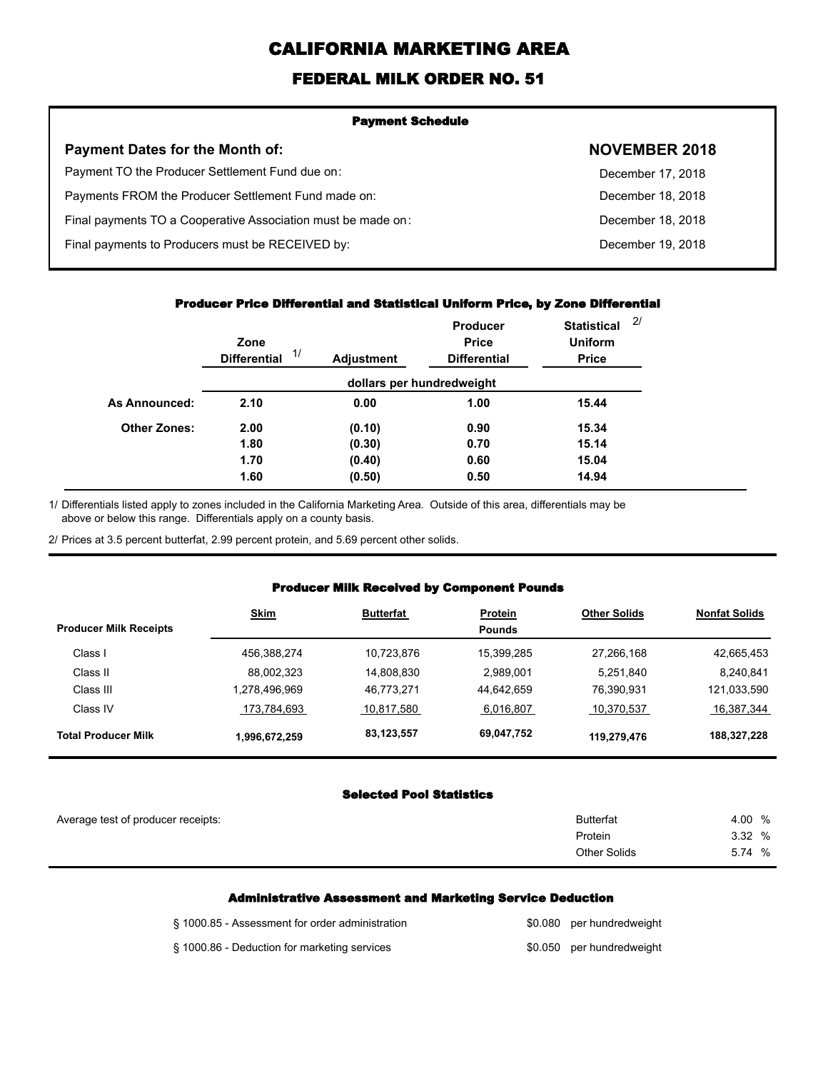# CALIFORNIA MARKETING AREA

## FEDERAL MILK ORDER NO. 51

### Payment Schedule

| Payment Dates for the Month of: | NOVEMBER 2018 |
|---|---|
| Payment TO the Producer Settlement Fund due on: | December 17, 2018 |
| Payments FROM the Producer Settlement Fund made on: | December 18, 2018 |
| Final payments TO a Cooperative Association must be made on: | December 18, 2018 |
| Final payments to Producers must be RECEIVED by: | December 19, 2018 |

### Producer Price Differential and Statistical Uniform Price, by Zone Differential

| | Zone Differential [1/] | Adjustment | Producer Price Differential | Statistical Uniform Price [2/] |
|---|---|---|---|---|
| | dollars per hundredweight | | | |
| As Announced: | 2.10 | 0.00 | 1.00 | 15.44 |
| Other Zones: | 2.00 | (0.10) | 0.90 | 15.34 |
| | 1.80 | (0.30) | 0.70 | 15.14 |
| | 1.70 | (0.40) | 0.60 | 15.04 |
| | 1.60 | (0.50) | 0.50 | 14.94 |

1/ Differentials listed apply to zones included in the California Marketing Area. Outside of this area, differentials may be above or below this range. Differentials apply on a county basis.

2/ Prices at 3.5 percent butterfat, 2.99 percent protein, and 5.69 percent other solids.

### Producer Milk Received by Component Pounds

| Producer Milk Receipts | Skim | Butterfat | Protein | Other Solids | Nonfat Solids |
|---|---|---|---|---|---|
| | | | Pounds | | |
| Class I | 456,388,274 | 10,723,876 | 15,399,285 | 27,266,168 | 42,665,453 |
| Class II | 88,002,323 | 14,808,830 | 2,989,001 | 5,251,840 | 8,240,841 |
| Class III | 1,278,496,969 | 46,773,271 | 44,642,659 | 76,390,931 | 121,033,590 |
| Class IV | 173,784,693 | 10,817,580 | 6,016,807 | 10,370,537 | 16,387,344 |
| **Total Producer Milk** | **1,996,672,259** | **83,123,557** | **69,047,752** | **119,279,476** | **188,327,228** |

### Selected Pool Statistics

| Average test of producer receipts: | | |
|---|---|---|
| | Butterfat | 4.00 % |
| | Protein | 3.32 % |
| | Other Solids | 5.74 % |

### Administrative Assessment and Marketing Service Deduction

| | |
|---|---|
| § 1000.85 - Assessment for order administration | $0.080 per hundredweight |
| § 1000.86 - Deduction for marketing services | $0.050 per hundredweight |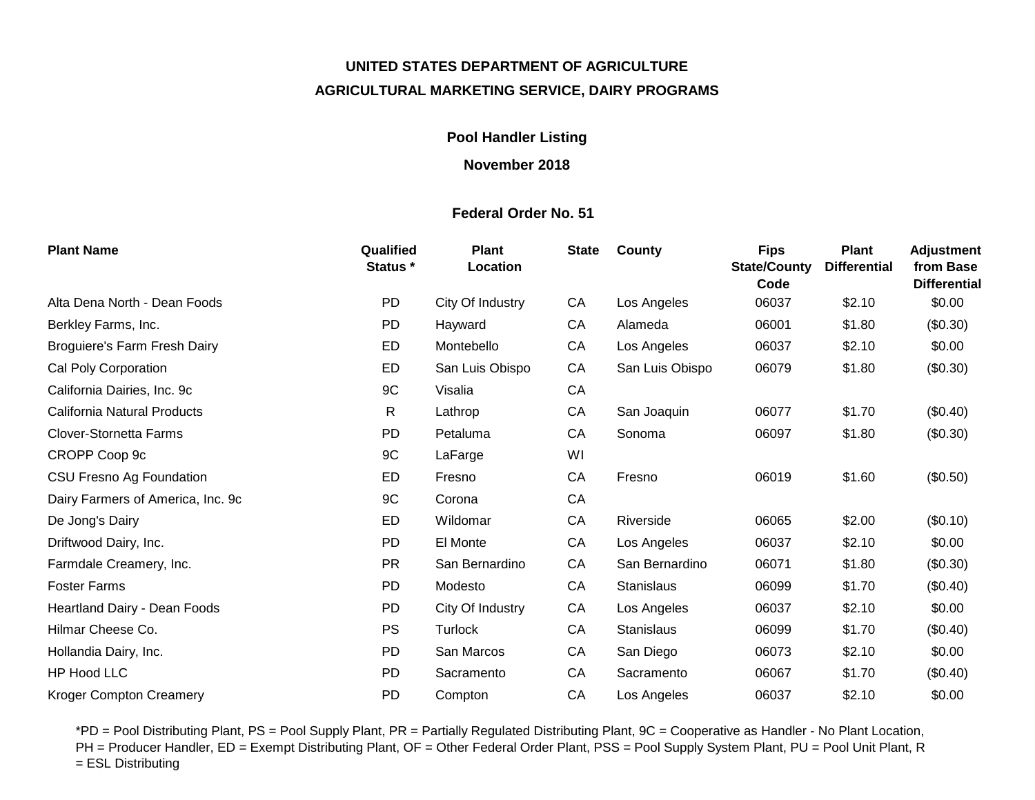**UNITED STATES DEPARTMENT OF AGRICULTURE**

**AGRICULTURAL MARKETING SERVICE, DAIRY PROGRAMS**

**Pool Handler Listing**

**November 2018**

**Federal Order No. 51**

| Plant Name | Qualified Status * | Plant Location | State | County | Fips State/County Code | Plant Differential | Adjustment from Base Differential |
|---|---|---|---|---|---|---|---|
| Alta Dena North - Dean Foods | PD | City Of Industry | CA | Los Angeles | 06037 | $2.10 | $0.00 |
| Berkley Farms, Inc. | PD | Hayward | CA | Alameda | 06001 | $1.80 | ($0.30) |
| Broguiere's Farm Fresh Dairy | ED | Montebello | CA | Los Angeles | 06037 | $2.10 | $0.00 |
| Cal Poly Corporation | ED | San Luis Obispo | CA | San Luis Obispo | 06079 | $1.80 | ($0.30) |
| California Dairies, Inc. 9c | 9C | Visalia | CA | | | | |
| California Natural Products | R | Lathrop | CA | San Joaquin | 06077 | $1.70 | ($0.40) |
| Clover-Stornetta Farms | PD | Petaluma | CA | Sonoma | 06097 | $1.80 | ($0.30) |
| CROPP Coop 9c | 9C | LaFarge | WI | | | | |
| CSU Fresno Ag Foundation | ED | Fresno | CA | Fresno | 06019 | $1.60 | ($0.50) |
| Dairy Farmers of America, Inc. 9c | 9C | Corona | CA | | | | |
| De Jong's Dairy | ED | Wildomar | CA | Riverside | 06065 | $2.00 | ($0.10) |
| Driftwood Dairy, Inc. | PD | El Monte | CA | Los Angeles | 06037 | $2.10 | $0.00 |
| Farmdale Creamery, Inc. | PR | San Bernardino | CA | San Bernardino | 06071 | $1.80 | ($0.30) |
| Foster Farms | PD | Modesto | CA | Stanislaus | 06099 | $1.70 | ($0.40) |
| Heartland Dairy - Dean Foods | PD | City Of Industry | CA | Los Angeles | 06037 | $2.10 | $0.00 |
| Hilmar Cheese Co. | PS | Turlock | CA | Stanislaus | 06099 | $1.70 | ($0.40) |
| Hollandia Dairy, Inc. | PD | San Marcos | CA | San Diego | 06073 | $2.10 | $0.00 |
| HP Hood LLC | PD | Sacramento | CA | Sacramento | 06067 | $1.70 | ($0.40) |
| Kroger Compton Creamery | PD | Compton | CA | Los Angeles | 06037 | $2.10 | $0.00 |

*PD = Pool Distributing Plant, PS = Pool Supply Plant, PR = Partially Regulated Distributing Plant, 9C = Cooperative as Handler - No Plant Location, PH = Producer Handler, ED = Exempt Distributing Plant, OF = Other Federal Order Plant, PSS = Pool Supply System Plant, PU = Pool Unit Plant, R = ESL Distributing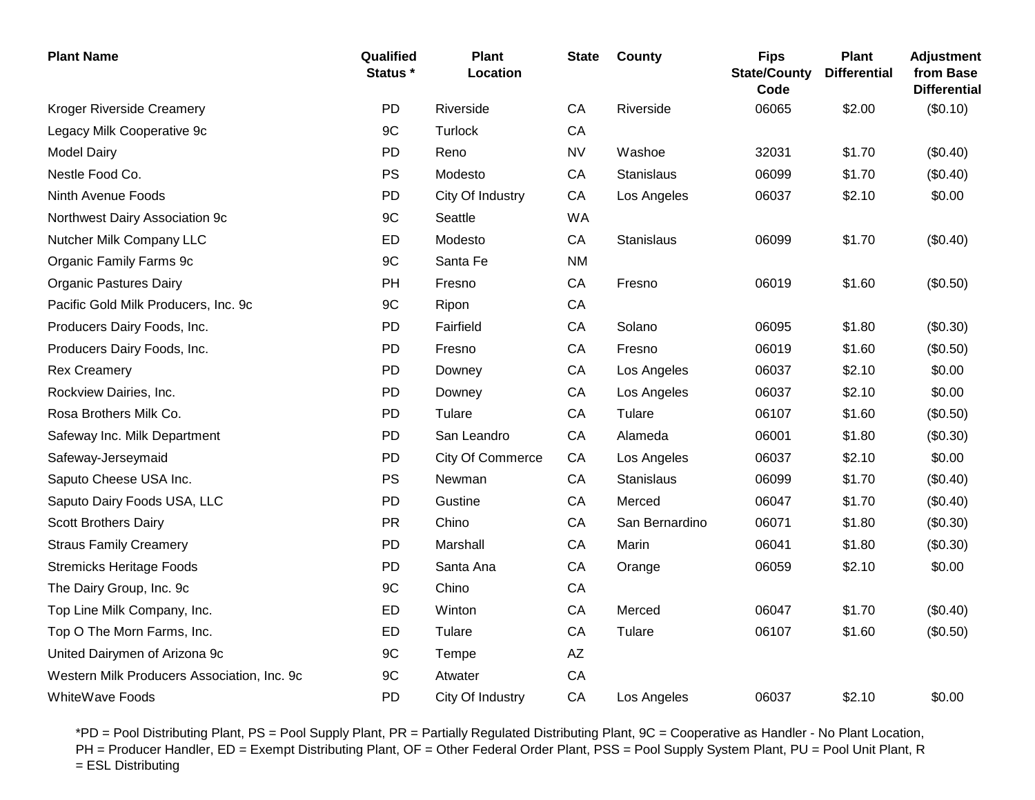| Plant Name | Qualified Status * | Plant Location | State | County | Fips State/County Code | Plant Differential | Adjustment from Base Differential |
|---|---|---|---|---|---|---|---|
| Kroger Riverside Creamery | PD | Riverside | CA | Riverside | 06065 | $2.00 | ($0.10) |
| Legacy Milk Cooperative 9c | 9C | Turlock | CA | | | | |
| Model Dairy | PD | Reno | NV | Washoe | 32031 | $1.70 | ($0.40) |
| Nestle Food Co. | PS | Modesto | CA | Stanislaus | 06099 | $1.70 | ($0.40) |
| Ninth Avenue Foods | PD | City Of Industry | CA | Los Angeles | 06037 | $2.10 | $0.00 |
| Northwest Dairy Association 9c | 9C | Seattle | WA | | | | |
| Nutcher Milk Company LLC | ED | Modesto | CA | Stanislaus | 06099 | $1.70 | ($0.40) |
| Organic Family Farms 9c | 9C | Santa Fe | NM | | | | |
| Organic Pastures Dairy | PH | Fresno | CA | Fresno | 06019 | $1.60 | ($0.50) |
| Pacific Gold Milk Producers, Inc. 9c | 9C | Ripon | CA | | | | |
| Producers Dairy Foods, Inc. | PD | Fairfield | CA | Solano | 06095 | $1.80 | ($0.30) |
| Producers Dairy Foods, Inc. | PD | Fresno | CA | Fresno | 06019 | $1.60 | ($0.50) |
| Rex Creamery | PD | Downey | CA | Los Angeles | 06037 | $2.10 | $0.00 |
| Rockview Dairies, Inc. | PD | Downey | CA | Los Angeles | 06037 | $2.10 | $0.00 |
| Rosa Brothers Milk Co. | PD | Tulare | CA | Tulare | 06107 | $1.60 | ($0.50) |
| Safeway Inc. Milk Department | PD | San Leandro | CA | Alameda | 06001 | $1.80 | ($0.30) |
| Safeway-Jerseymaid | PD | City Of Commerce | CA | Los Angeles | 06037 | $2.10 | $0.00 |
| Saputo Cheese USA Inc. | PS | Newman | CA | Stanislaus | 06099 | $1.70 | ($0.40) |
| Saputo Dairy Foods USA, LLC | PD | Gustine | CA | Merced | 06047 | $1.70 | ($0.40) |
| Scott Brothers Dairy | PR | Chino | CA | San Bernardino | 06071 | $1.80 | ($0.30) |
| Straus Family Creamery | PD | Marshall | CA | Marin | 06041 | $1.80 | ($0.30) |
| Stremicks Heritage Foods | PD | Santa Ana | CA | Orange | 06059 | $2.10 | $0.00 |
| The Dairy Group, Inc. 9c | 9C | Chino | CA | | | | |
| Top Line Milk Company, Inc. | ED | Winton | CA | Merced | 06047 | $1.70 | ($0.40) |
| Top O The Morn Farms, Inc. | ED | Tulare | CA | Tulare | 06107 | $1.60 | ($0.50) |
| United Dairymen of Arizona 9c | 9C | Tempe | AZ | | | | |
| Western Milk Producers Association, Inc. 9c | 9C | Atwater | CA | | | | |
| WhiteWave Foods | PD | City Of Industry | CA | Los Angeles | 06037 | $2.10 | $0.00 |

*PD = Pool Distributing Plant, PS = Pool Supply Plant, PR = Partially Regulated Distributing Plant, 9C = Cooperative as Handler - No Plant Location, PH = Producer Handler, ED = Exempt Distributing Plant, OF = Other Federal Order Plant, PSS = Pool Supply System Plant, PU = Pool Unit Plant, R = ESL Distributing